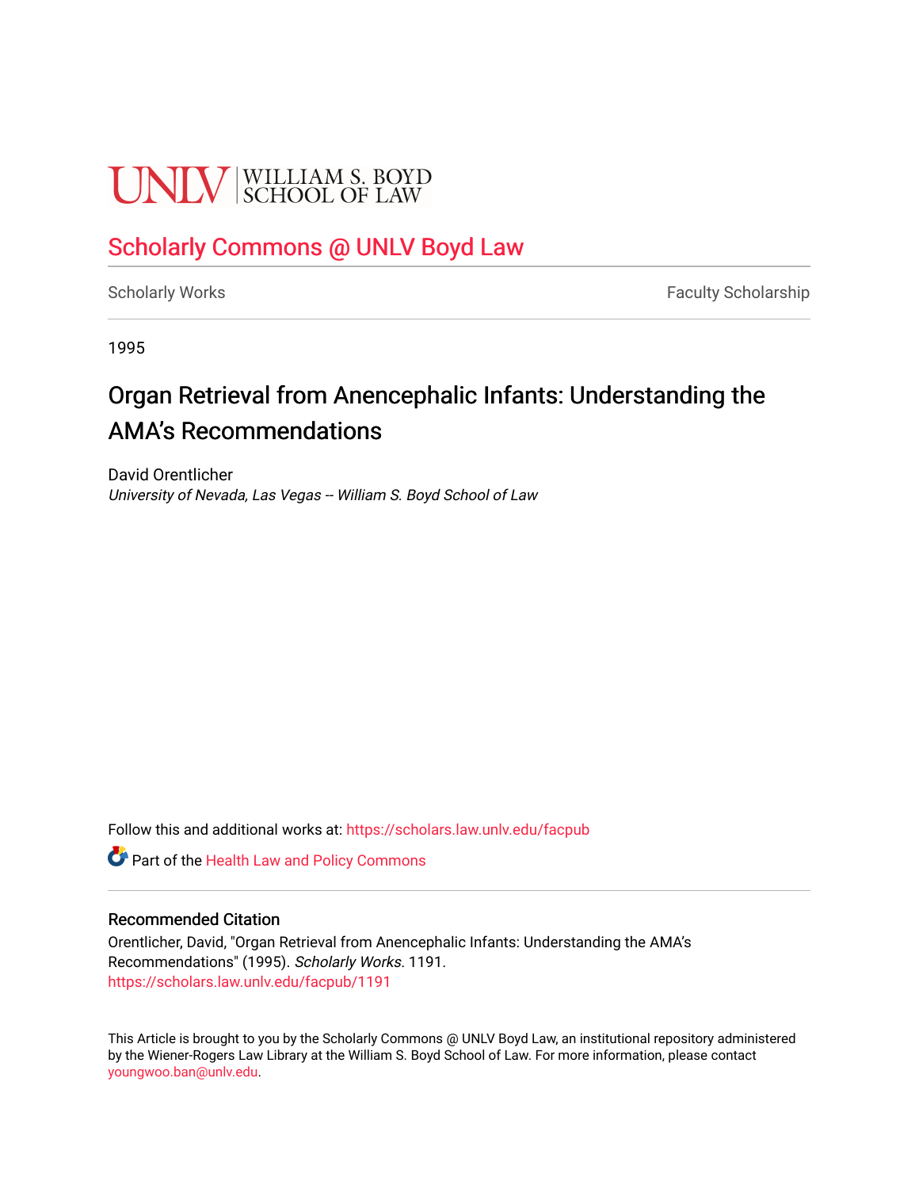UNLV | WILLIAM S. BOYD SCHOOL OF LAW

# Scholarly Commons @ UNLV Boyd Law

Scholarly Works | Faculty Scholarship

1995

## Organ Retrieval from Anencephalic Infants: Understanding the AMA's Recommendations

David Orentlicher
*University of Nevada, Las Vegas -- William S. Boyd School of Law*

Follow this and additional works at: https://scholars.law.unlv.edu/facpub

Part of the Health Law and Policy Commons

### Recommended Citation

Orentlicher, David, "Organ Retrieval from Anencephalic Infants: Understanding the AMA's Recommendations" (1995). *Scholarly Works*. 1191.
https://scholars.law.unlv.edu/facpub/1191

This Article is brought to you by the Scholarly Commons @ UNLV Boyd Law, an institutional repository administered by the Wiener-Rogers Law Library at the William S. Boyd School of Law. For more information, please contact youngwoo.ban@unlv.edu.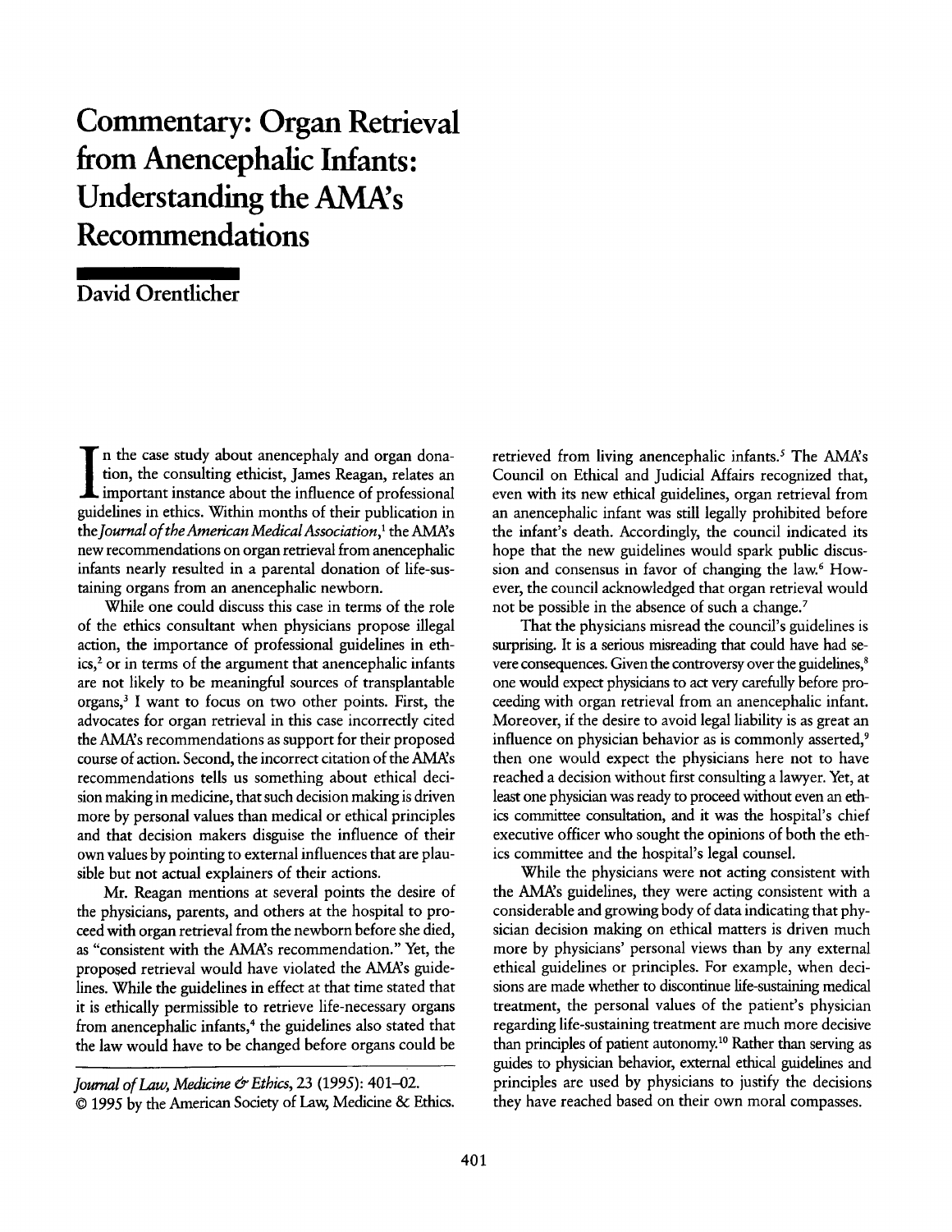# Commentary: Organ Retrieval from Anencephalic Infants: Understanding the AMA's Recommendations

**David Orentlicher**

In the case study about anencephaly and organ donation, the consulting ethicist, James Reagan, relates an important instance about the influence of professional guidelines in ethics. Within months of their publication in the *Journal of the American Medical Association*,[1] the AMA's new recommendations on organ retrieval from anencephalic infants nearly resulted in a parental donation of life-sustaining organs from an anencephalic newborn.

While one could discuss this case in terms of the role of the ethics consultant when physicians propose illegal action, the importance of professional guidelines in ethics,[2] or in terms of the argument that anencephalic infants are not likely to be meaningful sources of transplantable organs,[3] I want to focus on two other points. First, the advocates for organ retrieval in this case incorrectly cited the AMA's recommendations as support for their proposed course of action. Second, the incorrect citation of the AMA's recommendations tells us something about ethical decision making in medicine, that such decision making is driven more by personal values than medical or ethical principles and that decision makers disguise the influence of their own values by pointing to external influences that are plausible but not actual explainers of their actions.

Mr. Reagan mentions at several points the desire of the physicians, parents, and others at the hospital to proceed with organ retrieval from the newborn before she died, as "consistent with the AMA's recommendation." Yet, the proposed retrieval would have violated the AMA's guidelines. While the guidelines in effect at that time stated that it is ethically permissible to retrieve life-necessary organs from anencephalic infants,[4] the guidelines also stated that the law would have to be changed before organs could be retrieved from living anencephalic infants.[5] The AMA's Council on Ethical and Judicial Affairs recognized that, even with its new ethical guidelines, organ retrieval from an anencephalic infant was still legally prohibited before the infant's death. Accordingly, the council indicated its hope that the new guidelines would spark public discussion and consensus in favor of changing the law.[6] However, the council acknowledged that organ retrieval would not be possible in the absence of such a change.[7]

That the physicians misread the council's guidelines is surprising. It is a serious misreading that could have had severe consequences. Given the controversy over the guidelines,[8] one would expect physicians to act very carefully before proceeding with organ retrieval from an anencephalic infant. Moreover, if the desire to avoid legal liability is as great an influence on physician behavior as is commonly asserted,[9] then one would expect the physicians here not to have reached a decision without first consulting a lawyer. Yet, at least one physician was ready to proceed without even an ethics committee consultation, and it was the hospital's chief executive officer who sought the opinions of both the ethics committee and the hospital's legal counsel.

While the physicians were not acting consistent with the AMA's guidelines, they were acting consistent with a considerable and growing body of data indicating that physician decision making on ethical matters is driven much more by physicians' personal views than by any external ethical guidelines or principles. For example, when decisions are made whether to discontinue life-sustaining medical treatment, the personal values of the patient's physician regarding life-sustaining treatment are much more decisive than principles of patient autonomy.[10] Rather than serving as guides to physician behavior, external ethical guidelines and principles are used by physicians to justify the decisions they have reached based on their own moral compasses.

*Journal of Law, Medicine & Ethics*, 23 (1995): 401–02.
© 1995 by the American Society of Law, Medicine & Ethics.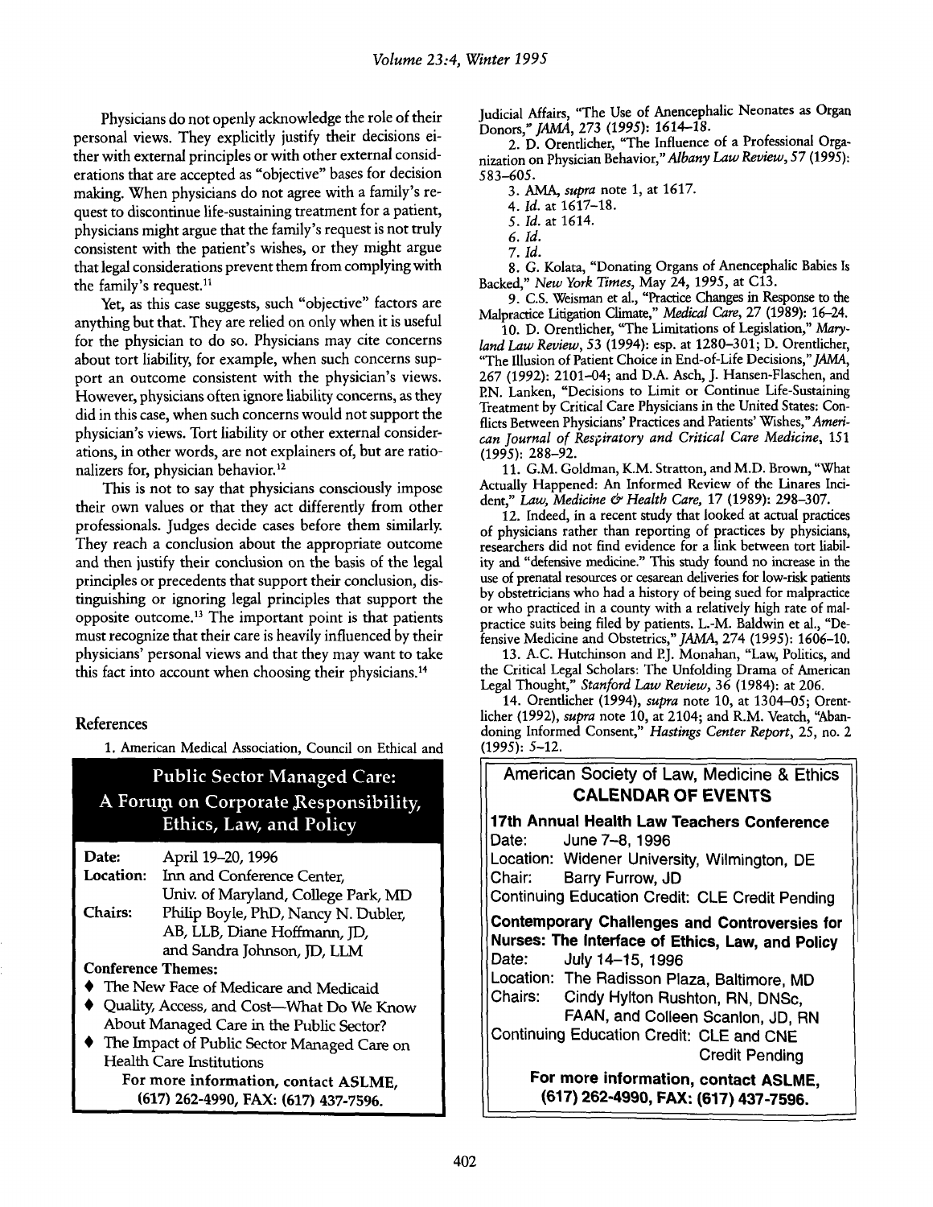Physicians do not openly acknowledge the role of their personal views. They explicitly justify their decisions either with external principles or with other external considerations that are accepted as "objective" bases for decision making. When physicians do not agree with a family's request to discontinue life-sustaining treatment for a patient, physicians might argue that the family's request is not truly consistent with the patient's wishes, or they might argue that legal considerations prevent them from complying with the family's request.[11]

Yet, as this case suggests, such "objective" factors are anything but that. They are relied on only when it is useful for the physician to do so. Physicians may cite concerns about tort liability, for example, when such concerns support an outcome consistent with the physician's views. However, physicians often ignore liability concerns, as they did in this case, when such concerns would not support the physician's views. Tort liability or other external considerations, in other words, are not explainers of, but are rationalizers for, physician behavior.[12]

This is not to say that physicians consciously impose their own values or that they act differently from other professionals. Judges decide cases before them similarly. They reach a conclusion about the appropriate outcome and then justify their conclusion on the basis of the legal principles or precedents that support their conclusion, distinguishing or ignoring legal principles that support the opposite outcome.[13] The important point is that patients must recognize that their care is heavily influenced by their physicians' personal views and that they may want to take this fact into account when choosing their physicians.[14]

## References

1. American Medical Association, Council on Ethical and Judicial Affairs, "The Use of Anencephalic Neonates as Organ Donors," *JAMA*, 273 (1995): 1614–18.
2. D. Orentlicher, "The Influence of a Professional Organization on Physician Behavior," *Albany Law Review*, 57 (1995): 583–605.
3. AMA, *supra* note 1, at 1617.
4. *Id.* at 1617–18.
5. *Id.* at 1614.
6. *Id.*
7. *Id.*
8. G. Kolata, "Donating Organs of Anencephalic Babies Is Backed," *New York Times*, May 24, 1995, at C13.
9. C.S. Weisman et al., "Practice Changes in Response to the Malpractice Litigation Climate," *Medical Care*, 27 (1989): 16–24.
10. D. Orentlicher, "The Limitations of Legislation," *Maryland Law Review*, 53 (1994): esp. at 1280–301; D. Orentlicher, "The Illusion of Patient Choice in End-of-Life Decisions," *JAMA*, 267 (1992): 2101–04; and D.A. Asch, J. Hansen-Flaschen, and P.N. Lanken, "Decisions to Limit or Continue Life-Sustaining Treatment by Critical Care Physicians in the United States: Conflicts Between Physicians' Practices and Patients' Wishes," *American Journal of Respiratory and Critical Care Medicine*, 151 (1995): 288–92.
11. G.M. Goldman, K.M. Stratton, and M.D. Brown, "What Actually Happened: An Informed Review of the Linares Incident," *Law, Medicine & Health Care*, 17 (1989): 298–307.
12. Indeed, in a recent study that looked at actual practices of physicians rather than reporting of practices by physicians, researchers did not find evidence for a link between tort liability and "defensive medicine." This study found no increase in the use of prenatal resources or cesarean deliveries for low-risk patients by obstetricians who had a history of being sued for malpractice or who practiced in a county with a relatively high rate of malpractice suits being filed by patients. L.-M. Baldwin et al., "Defensive Medicine and Obstetrics," *JAMA*, 274 (1995): 1606–10.
13. A.C. Hutchinson and P.J. Monahan, "Law, Politics, and the Critical Legal Scholars: The Unfolding Drama of American Legal Thought," *Stanford Law Review*, 36 (1984): at 206.
14. Orentlicher (1994), *supra* note 10, at 1304–05; Orentlicher (1992), *supra* note 10, at 2104; and R.M. Veatch, "Abandoning Informed Consent," *Hastings Center Report*, 25, no. 2 (1995): 5–12.

## Public Sector Managed Care: A Forum on Corporate Responsibility, Ethics, Law, and Policy

**Date:** April 19–20, 1996
**Location:** Inn and Conference Center, Univ. of Maryland, College Park, MD
**Chairs:** Philip Boyle, PhD, Nancy N. Dubler, AB, LLB, Diane Hoffmann, JD, and Sandra Johnson, JD, LLM

**Conference Themes:**
- The New Face of Medicare and Medicaid
- Quality, Access, and Cost—What Do We Know About Managed Care in the Public Sector?
- The Impact of Public Sector Managed Care on Health Care Institutions

**For more information, contact ASLME, (617) 262-4990, FAX: (617) 437-7596.**

## American Society of Law, Medicine & Ethics CALENDAR OF EVENTS

**17th Annual Health Law Teachers Conference**
Date: June 7–8, 1996
Location: Widener University, Wilmington, DE
Chair: Barry Furrow, JD
Continuing Education Credit: CLE Credit Pending

**Contemporary Challenges and Controversies for Nurses: The Interface of Ethics, Law, and Policy**
Date: July 14–15, 1996
Location: The Radisson Plaza, Baltimore, MD
Chairs: Cindy Hylton Rushton, RN, DNSc, FAAN, and Colleen Scanlon, JD, RN
Continuing Education Credit: CLE and CNE Credit Pending

**For more information, contact ASLME, (617) 262-4990, FAX: (617) 437-7596.**